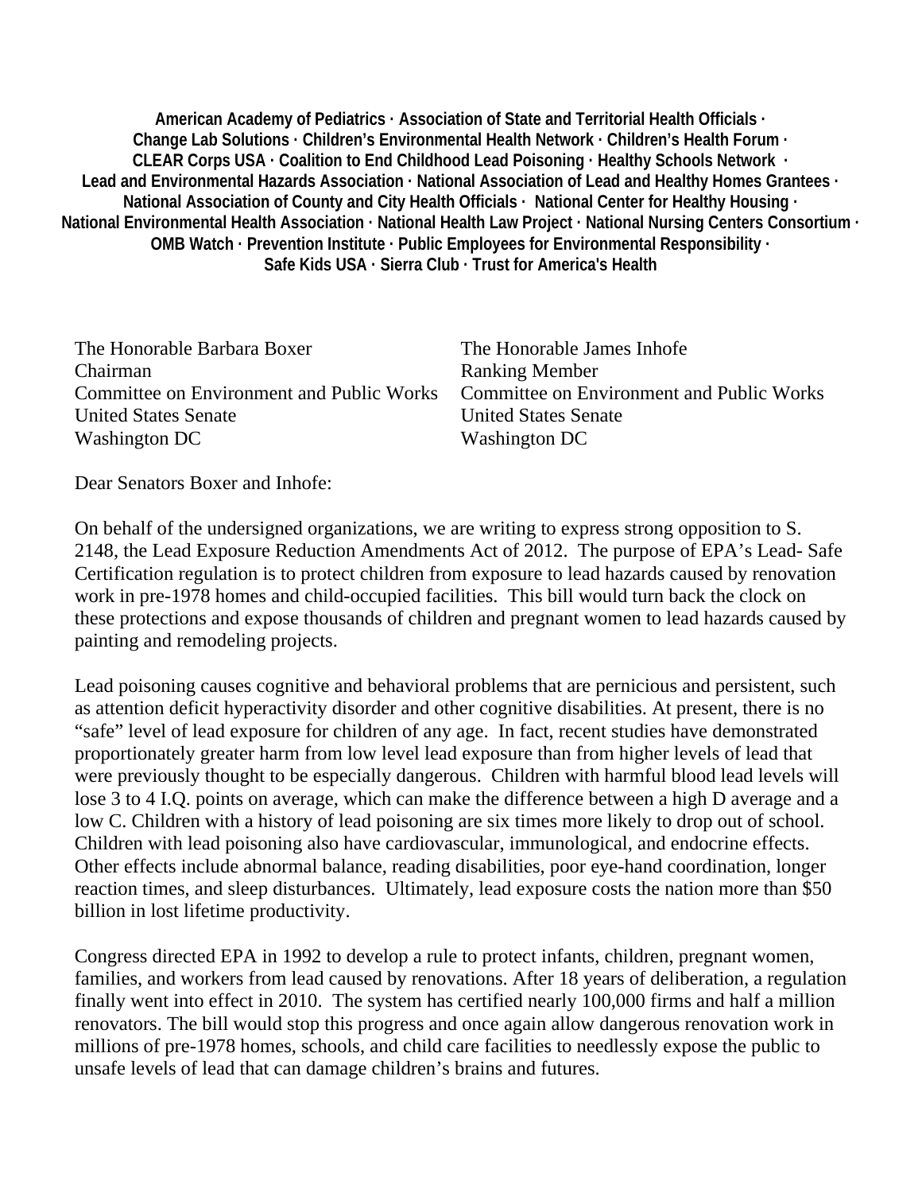**American Academy of Pediatrics · Association of State and Territorial Health Officials · Change Lab Solutions · Children's Environmental Health Network · Children's Health Forum · CLEAR Corps USA · Coalition to End Childhood Lead Poisoning · Healthy Schools Network · Lead and Environmental Hazards Association · National Association of Lead and Healthy Homes Grantees · National Association of County and City Health Officials · National Center for Healthy Housing · National Environmental Health Association · National Health Law Project · National Nursing Centers Consortium · OMB Watch · Prevention Institute · Public Employees for Environmental Responsibility · Safe Kids USA · Sierra Club · Trust for America's Health**

The Honorable Barbara Boxer
Chairman
Committee on Environment and Public Works
United States Senate
Washington DC

The Honorable James Inhofe
Ranking Member
Committee on Environment and Public Works
United States Senate
Washington DC

Dear Senators Boxer and Inhofe:

On behalf of the undersigned organizations, we are writing to express strong opposition to S. 2148, the Lead Exposure Reduction Amendments Act of 2012. The purpose of EPA's Lead- Safe Certification regulation is to protect children from exposure to lead hazards caused by renovation work in pre-1978 homes and child-occupied facilities. This bill would turn back the clock on these protections and expose thousands of children and pregnant women to lead hazards caused by painting and remodeling projects.

Lead poisoning causes cognitive and behavioral problems that are pernicious and persistent, such as attention deficit hyperactivity disorder and other cognitive disabilities. At present, there is no "safe" level of lead exposure for children of any age. In fact, recent studies have demonstrated proportionately greater harm from low level lead exposure than from higher levels of lead that were previously thought to be especially dangerous. Children with harmful blood lead levels will lose 3 to 4 I.Q. points on average, which can make the difference between a high D average and a low C. Children with a history of lead poisoning are six times more likely to drop out of school. Children with lead poisoning also have cardiovascular, immunological, and endocrine effects. Other effects include abnormal balance, reading disabilities, poor eye-hand coordination, longer reaction times, and sleep disturbances. Ultimately, lead exposure costs the nation more than $50 billion in lost lifetime productivity.

Congress directed EPA in 1992 to develop a rule to protect infants, children, pregnant women, families, and workers from lead caused by renovations. After 18 years of deliberation, a regulation finally went into effect in 2010. The system has certified nearly 100,000 firms and half a million renovators. The bill would stop this progress and once again allow dangerous renovation work in millions of pre-1978 homes, schools, and child care facilities to needlessly expose the public to unsafe levels of lead that can damage children's brains and futures.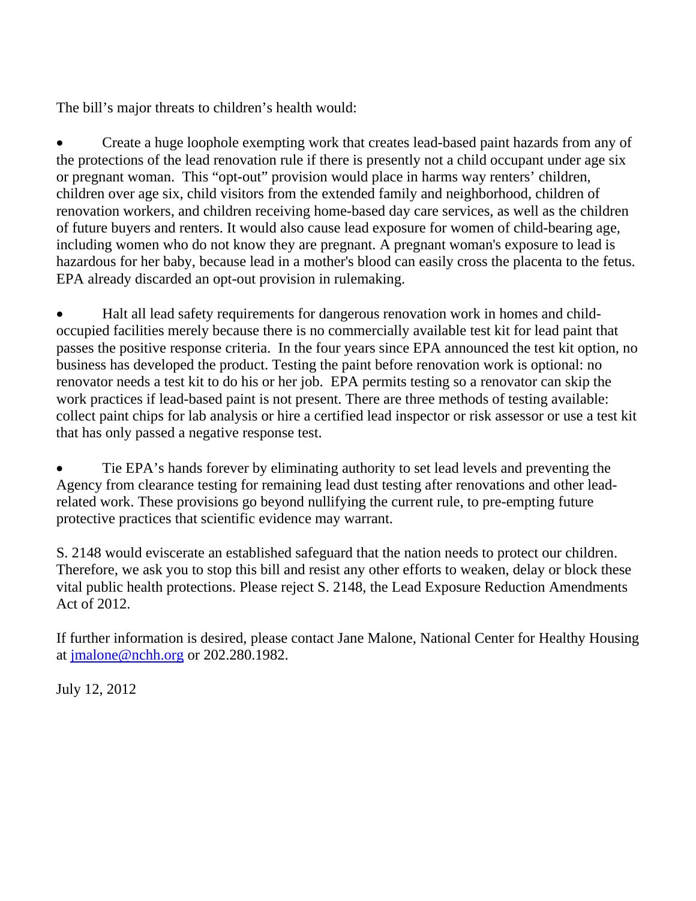The bill's major threats to children's health would:

- Create a huge loophole exempting work that creates lead-based paint hazards from any of the protections of the lead renovation rule if there is presently not a child occupant under age six or pregnant woman. This "opt-out" provision would place in harms way renters' children, children over age six, child visitors from the extended family and neighborhood, children of renovation workers, and children receiving home-based day care services, as well as the children of future buyers and renters. It would also cause lead exposure for women of child-bearing age, including women who do not know they are pregnant. A pregnant woman's exposure to lead is hazardous for her baby, because lead in a mother's blood can easily cross the placenta to the fetus. EPA already discarded an opt-out provision in rulemaking.

- Halt all lead safety requirements for dangerous renovation work in homes and child-occupied facilities merely because there is no commercially available test kit for lead paint that passes the positive response criteria. In the four years since EPA announced the test kit option, no business has developed the product. Testing the paint before renovation work is optional: no renovator needs a test kit to do his or her job. EPA permits testing so a renovator can skip the work practices if lead-based paint is not present. There are three methods of testing available: collect paint chips for lab analysis or hire a certified lead inspector or risk assessor or use a test kit that has only passed a negative response test.

- Tie EPA's hands forever by eliminating authority to set lead levels and preventing the Agency from clearance testing for remaining lead dust testing after renovations and other lead-related work. These provisions go beyond nullifying the current rule, to pre-empting future protective practices that scientific evidence may warrant.

S. 2148 would eviscerate an established safeguard that the nation needs to protect our children. Therefore, we ask you to stop this bill and resist any other efforts to weaken, delay or block these vital public health protections. Please reject S. 2148, the Lead Exposure Reduction Amendments Act of 2012.

If further information is desired, please contact Jane Malone, National Center for Healthy Housing at jmalone@nchh.org or 202.280.1982.

July 12, 2012